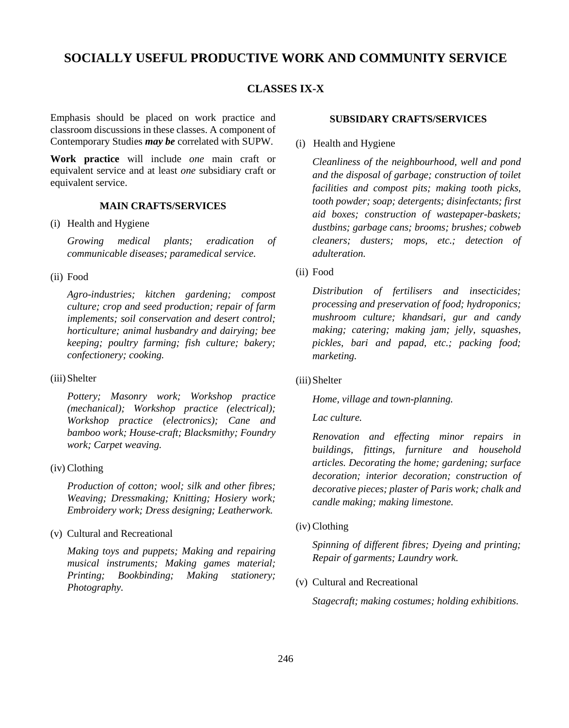# SOCIALLY USEFUL PRODUCTIVE WORK AND COMMUNITY SERVICE

## CLASSES IX-X

Emphasis should be placed on work practice and classroom discussions in these classes. A component of Contemporary Studies ***may be*** correlated with SUPW.

**Work practice** will include *one* main craft or equivalent service and at least *one* subsidiary craft or equivalent service.

### MAIN CRAFTS/SERVICES

(i) Health and Hygiene

*Growing medical plants; eradication of communicable diseases; paramedical service.*

(ii) Food

*Agro-industries; kitchen gardening; compost culture; crop and seed production; repair of farm implements; soil conservation and desert control; horticulture; animal husbandry and dairying; bee keeping; poultry farming; fish culture; bakery; confectionery; cooking.*

(iii) Shelter

*Pottery; Masonry work; Workshop practice (mechanical); Workshop practice (electrical); Workshop practice (electronics); Cane and bamboo work; House-craft; Blacksmithy; Foundry work; Carpet weaving.*

(iv) Clothing

*Production of cotton; wool; silk and other fibres; Weaving; Dressmaking; Knitting; Hosiery work; Embroidery work; Dress designing; Leatherwork.*

(v) Cultural and Recreational

*Making toys and puppets; Making and repairing musical instruments; Making games material; Printing; Bookbinding; Making stationery; Photography.*

### SUBSIDARY CRAFTS/SERVICES

(i) Health and Hygiene

*Cleanliness of the neighbourhood, well and pond and the disposal of garbage; construction of toilet facilities and compost pits; making tooth picks, tooth powder; soap; detergents; disinfectants; first aid boxes; construction of wastepaper-baskets; dustbins; garbage cans; brooms; brushes; cobweb cleaners; dusters; mops, etc.; detection of adulteration.*

(ii) Food

*Distribution of fertilisers and insecticides; processing and preservation of food; hydroponics; mushroom culture; khandsari, gur and candy making; catering; making jam; jelly, squashes, pickles, bari and papad, etc.; packing food; marketing.*

(iii) Shelter

*Home, village and town-planning.*

*Lac culture.*

*Renovation and effecting minor repairs in buildings, fittings, furniture and household articles. Decorating the home; gardening; surface decoration; interior decoration; construction of decorative pieces; plaster of Paris work; chalk and candle making; making limestone.*

(iv) Clothing

*Spinning of different fibres; Dyeing and printing; Repair of garments; Laundry work.*

(v) Cultural and Recreational

*Stagecraft; making costumes; holding exhibitions.*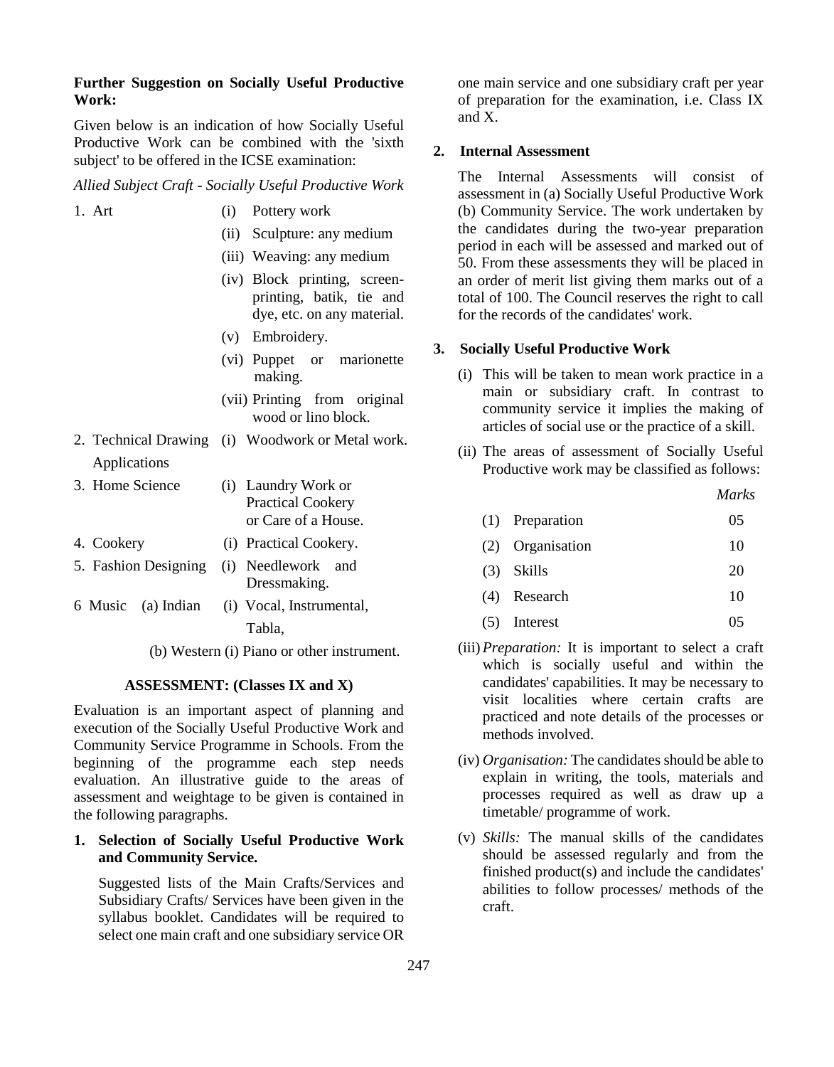**Further Suggestion on Socially Useful Productive Work:**

Given below is an indication of how Socially Useful Productive Work can be combined with the 'sixth subject' to be offered in the ICSE examination:

*Allied Subject Craft - Socially Useful Productive Work*

| | |
|---|---|
| 1. Art | (i) Pottery work |
| | (ii) Sculpture: any medium |
| | (iii) Weaving: any medium |
| | (iv) Block printing, screen-printing, batik, tie and dye, etc. on any material. |
| | (v) Embroidery. |
| | (vi) Puppet or marionette making. |
| | (vii) Printing from original wood or lino block. |
| 2. Technical Drawing Applications | (i) Woodwork or Metal work. |
| 3. Home Science | (i) Laundry Work or Practical Cookery or Care of a House. |
| 4. Cookery | (i) Practical Cookery. |
| 5. Fashion Designing | (i) Needlework and Dressmaking. |
| 6 Music (a) Indian | (i) Vocal, Instrumental, Tabla, |
| (b) Western | (i) Piano or other instrument. |

**ASSESSMENT: (Classes IX and X)**

Evaluation is an important aspect of planning and execution of the Socially Useful Productive Work and Community Service Programme in Schools. From the beginning of the programme each step needs evaluation. An illustrative guide to the areas of assessment and weightage to be given is contained in the following paragraphs.

**1. Selection of Socially Useful Productive Work and Community Service.**

Suggested lists of the Main Crafts/Services and Subsidiary Crafts/ Services have been given in the syllabus booklet. Candidates will be required to select one main craft and one subsidiary service OR one main service and one subsidiary craft per year of preparation for the examination, i.e. Class IX and X.

**2. Internal Assessment**

The Internal Assessments will consist of assessment in (a) Socially Useful Productive Work (b) Community Service. The work undertaken by the candidates during the two-year preparation period in each will be assessed and marked out of 50. From these assessments they will be placed in an order of merit list giving them marks out of a total of 100. The Council reserves the right to call for the records of the candidates' work.

**3. Socially Useful Productive Work**

(i) This will be taken to mean work practice in a main or subsidiary craft. In contrast to community service it implies the making of articles of social use or the practice of a skill.

(ii) The areas of assessment of Socially Useful Productive work may be classified as follows:

| | *Marks* |
|---|---|
| (1) Preparation | 05 |
| (2) Organisation | 10 |
| (3) Skills | 20 |
| (4) Research | 10 |
| (5) Interest | 05 |

(iii) *Preparation:* It is important to select a craft which is socially useful and within the candidates' capabilities. It may be necessary to visit localities where certain crafts are practiced and note details of the processes or methods involved.

(iv) *Organisation:* The candidates should be able to explain in writing, the tools, materials and processes required as well as draw up a timetable/ programme of work.

(v) *Skills:* The manual skills of the candidates should be assessed regularly and from the finished product(s) and include the candidates' abilities to follow processes/ methods of the craft.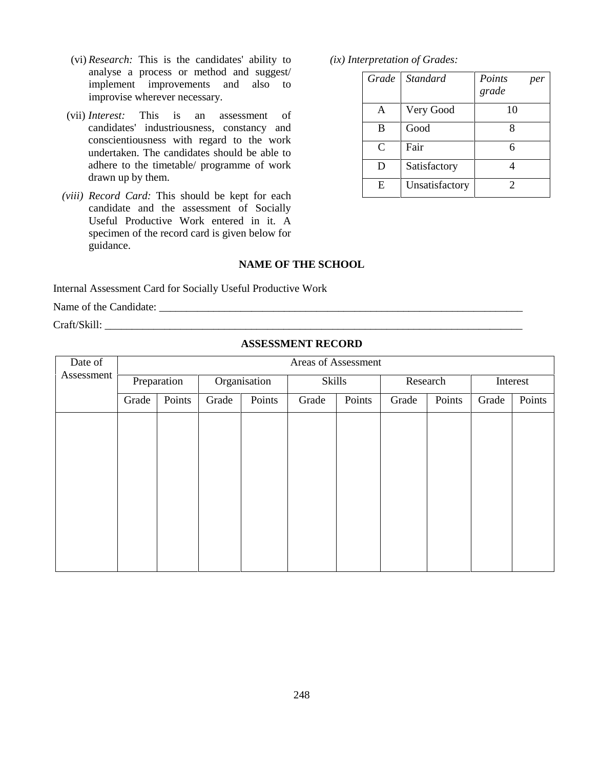(vi) *Research:* This is the candidates' ability to analyse a process or method and suggest/ implement improvements and also to improvise wherever necessary.

(vii) *Interest:* This is an assessment of candidates' industriousness, constancy and conscientiousness with regard to the work undertaken. The candidates should be able to adhere to the timetable/ programme of work drawn up by them.

*(viii) Record Card:* This should be kept for each candidate and the assessment of Socially Useful Productive Work entered in it. A specimen of the record card is given below for guidance.

*(ix) Interpretation of Grades:*

| *Grade* | *Standard* | *Points per grade* |
|---|---|---|
| A | Very Good | 10 |
| B | Good | 8 |
| C | Fair | 6 |
| D | Satisfactory | 4 |
| E | Unsatisfactory | 2 |

**NAME OF THE SCHOOL**

Internal Assessment Card for Socially Useful Productive Work

Name of the Candidate: ___________________________________________________________________________

Craft/Skill: ____________________________________________________________________________________

**ASSESSMENT RECORD**

| Date of Assessment | Areas of Assessment | | | | | | | | | |
|---|---|---|---|---|---|---|---|---|---|---|
| | Preparation | | Organisation | | Skills | | Research | | Interest | |
| | Grade | Points | Grade | Points | Grade | Points | Grade | Points | Grade | Points |
| | | | | | | | | | | |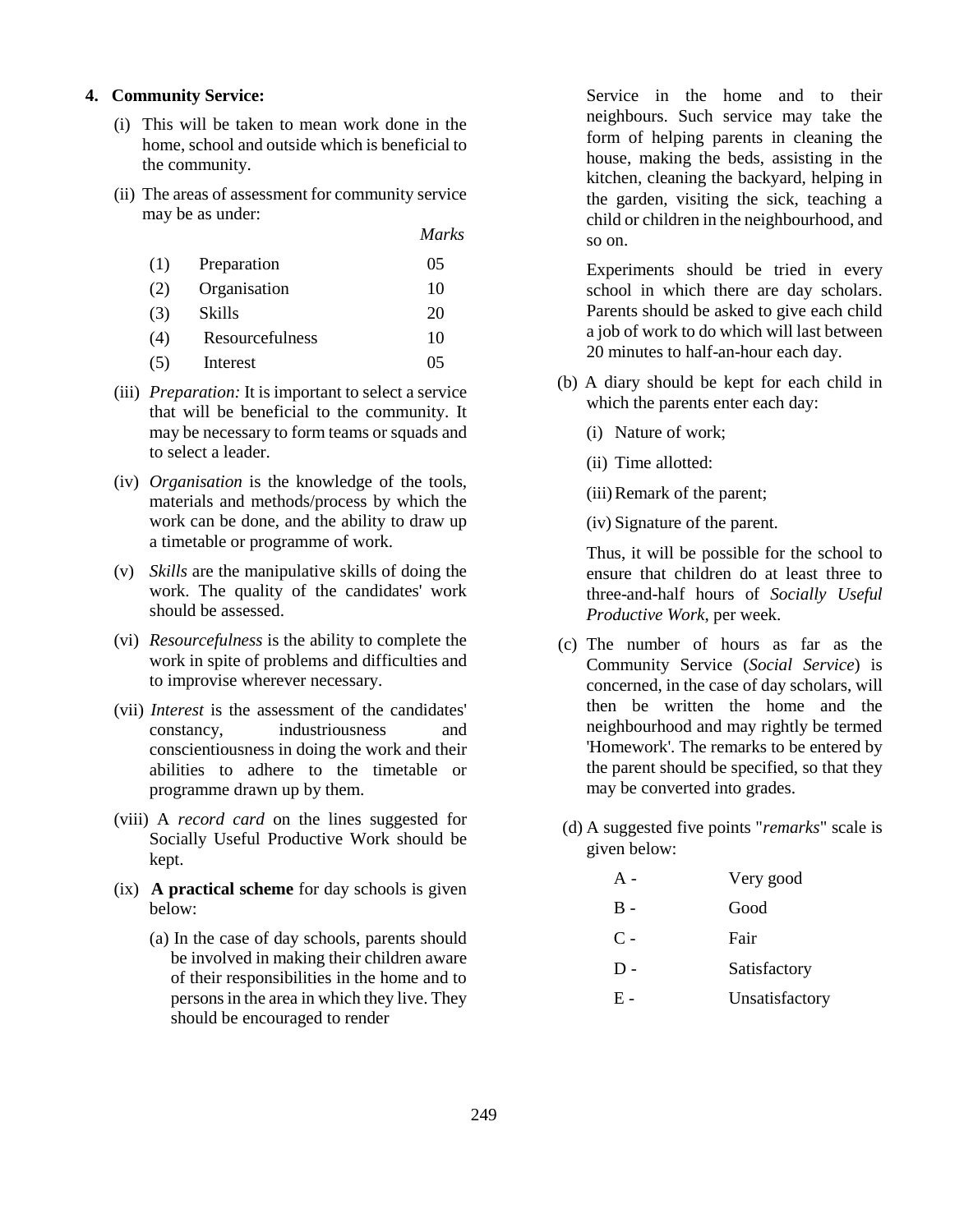**4. Community Service:**

(i) This will be taken to mean work done in the home, school and outside which is beneficial to the community.

(ii) The areas of assessment for community service may be as under:

| | | *Marks* |
|---|---|---|
| (1) | Preparation | 05 |
| (2) | Organisation | 10 |
| (3) | Skills | 20 |
| (4) | Resourcefulness | 10 |
| (5) | Interest | 05 |

(iii) *Preparation:* It is important to select a service that will be beneficial to the community. It may be necessary to form teams or squads and to select a leader.

(iv) *Organisation* is the knowledge of the tools, materials and methods/process by which the work can be done, and the ability to draw up a timetable or programme of work.

(v) *Skills* are the manipulative skills of doing the work. The quality of the candidates' work should be assessed.

(vi) *Resourcefulness* is the ability to complete the work in spite of problems and difficulties and to improvise wherever necessary.

(vii) *Interest* is the assessment of the candidates' constancy, industriousness and conscientiousness in doing the work and their abilities to adhere to the timetable or programme drawn up by them.

(viii) A *record card* on the lines suggested for Socially Useful Productive Work should be kept.

(ix) **A practical scheme** for day schools is given below:

(a) In the case of day schools, parents should be involved in making their children aware of their responsibilities in the home and to persons in the area in which they live. They should be encouraged to render Service in the home and to their neighbours. Such service may take the form of helping parents in cleaning the house, making the beds, assisting in the kitchen, cleaning the backyard, helping in the garden, visiting the sick, teaching a child or children in the neighbourhood, and so on.

Experiments should be tried in every school in which there are day scholars. Parents should be asked to give each child a job of work to do which will last between 20 minutes to half-an-hour each day.

(b) A diary should be kept for each child in which the parents enter each day:

(i) Nature of work;

(ii) Time allotted:

(iii) Remark of the parent;

(iv) Signature of the parent.

Thus, it will be possible for the school to ensure that children do at least three to three-and-half hours of *Socially Useful Productive Work*, per week.

(c) The number of hours as far as the Community Service (*Social Service*) is concerned, in the case of day scholars, will then be written the home and the neighbourhood and may rightly be termed 'Homework'. The remarks to be entered by the parent should be specified, so that they may be converted into grades.

(d) A suggested five points "*remarks*" scale is given below:

| | |
|---|---|
| A - | Very good |
| B - | Good |
| C - | Fair |
| D - | Satisfactory |
| E - | Unsatisfactory |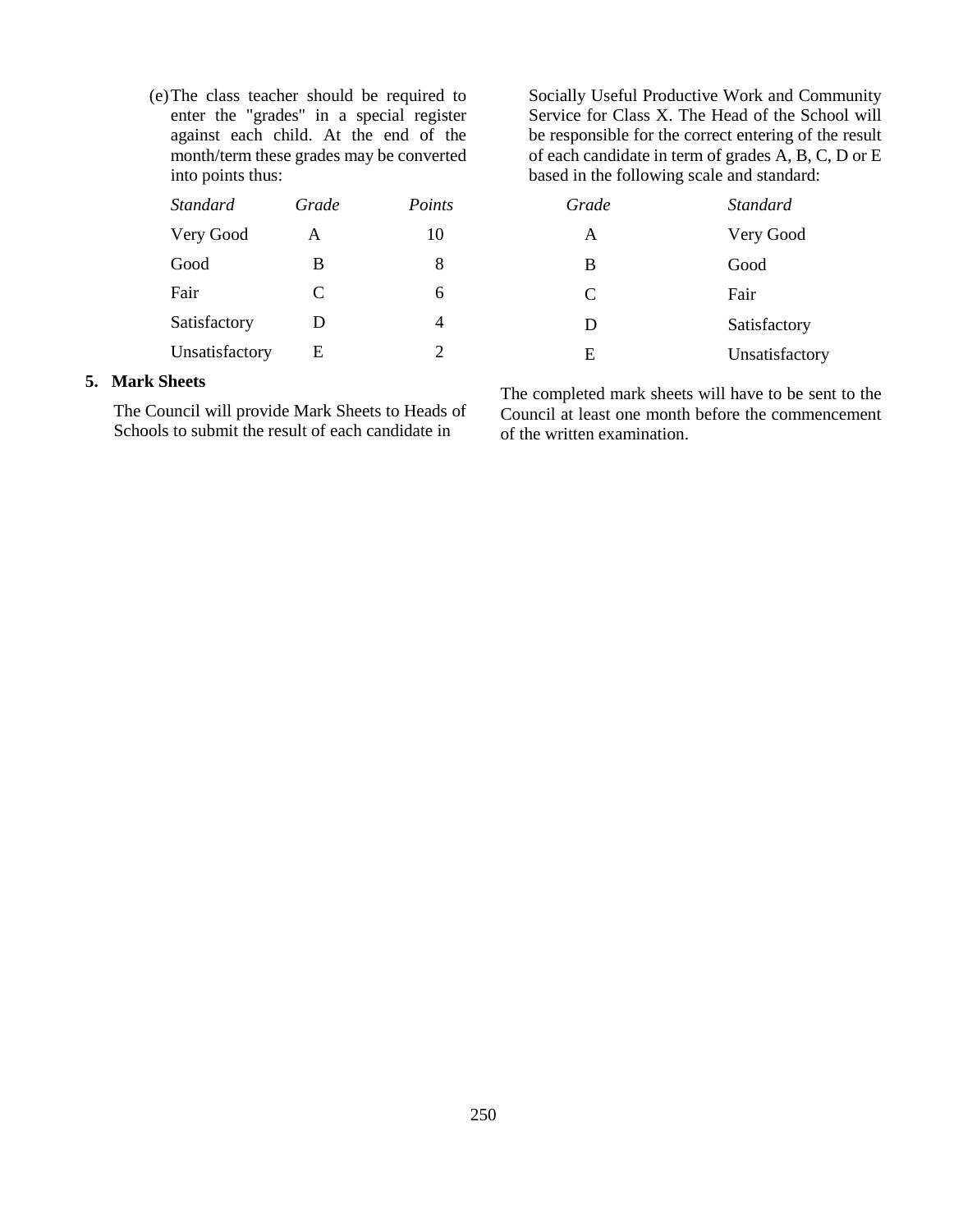(e) The class teacher should be required to enter the "grades" in a special register against each child. At the end of the month/term these grades may be converted into points thus:

| *Standard* | *Grade* | *Points* |
|---|---|---|
| Very Good | A | 10 |
| Good | B | 8 |
| Fair | C | 6 |
| Satisfactory | D | 4 |
| Unsatisfactory | E | 2 |

**5. Mark Sheets**

The Council will provide Mark Sheets to Heads of Schools to submit the result of each candidate in Socially Useful Productive Work and Community Service for Class X. The Head of the School will be responsible for the correct entering of the result of each candidate in term of grades A, B, C, D or E based in the following scale and standard:

| *Grade* | *Standard* |
|---|---|
| A | Very Good |
| B | Good |
| C | Fair |
| D | Satisfactory |
| E | Unsatisfactory |

The completed mark sheets will have to be sent to the Council at least one month before the commencement of the written examination.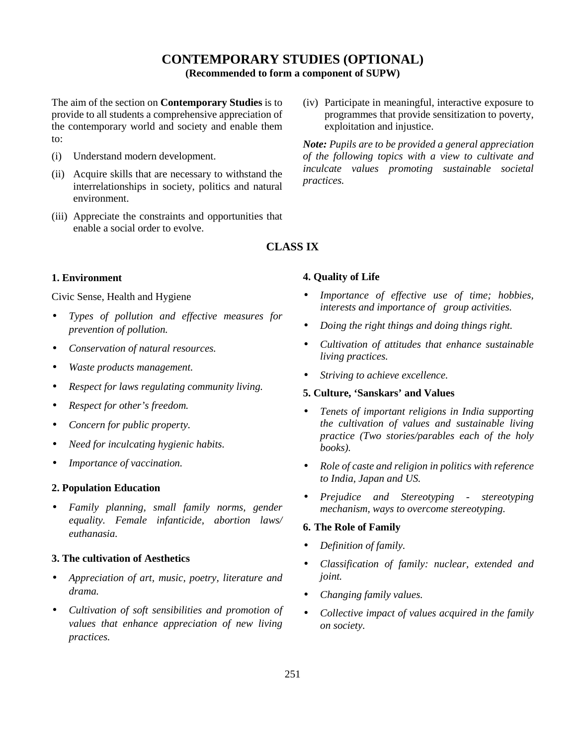# CONTEMPORARY STUDIES (OPTIONAL)

**(Recommended to form a component of SUPW)**

The aim of the section on **Contemporary Studies** is to provide to all students a comprehensive appreciation of the contemporary world and society and enable them to:

(i) Understand modern development.

(ii) Acquire skills that are necessary to withstand the interrelationships in society, politics and natural environment.

(iii) Appreciate the constraints and opportunities that enable a social order to evolve.

(iv) Participate in meaningful, interactive exposure to programmes that provide sensitization to poverty, exploitation and injustice.

***Note:*** *Pupils are to be provided a general appreciation of the following topics with a view to cultivate and inculcate values promoting sustainable societal practices.*

## CLASS IX

### 1. Environment

Civic Sense, Health and Hygiene

- *Types of pollution and effective measures for prevention of pollution.*
- *Conservation of natural resources.*
- *Waste products management.*
- *Respect for laws regulating community living.*
- *Respect for other's freedom.*
- *Concern for public property.*
- *Need for inculcating hygienic habits.*
- *Importance of vaccination.*

### 2. Population Education

- *Family planning, small family norms, gender equality. Female infanticide, abortion laws/ euthanasia.*

### 3. The cultivation of Aesthetics

- *Appreciation of art, music, poetry, literature and drama.*
- *Cultivation of soft sensibilities and promotion of values that enhance appreciation of new living practices.*

### 4. Quality of Life

- *Importance of effective use of time; hobbies, interests and importance of group activities.*
- *Doing the right things and doing things right.*
- *Cultivation of attitudes that enhance sustainable living practices.*
- *Striving to achieve excellence.*

### 5. Culture, 'Sanskars' and Values

- *Tenets of important religions in India supporting the cultivation of values and sustainable living practice (Two stories/parables each of the holy books).*
- *Role of caste and religion in politics with reference to India, Japan and US.*
- *Prejudice and Stereotyping - stereotyping mechanism, ways to overcome stereotyping.*

### 6. The Role of Family

- *Definition of family.*
- *Classification of family: nuclear, extended and joint.*
- *Changing family values.*
- *Collective impact of values acquired in the family on society.*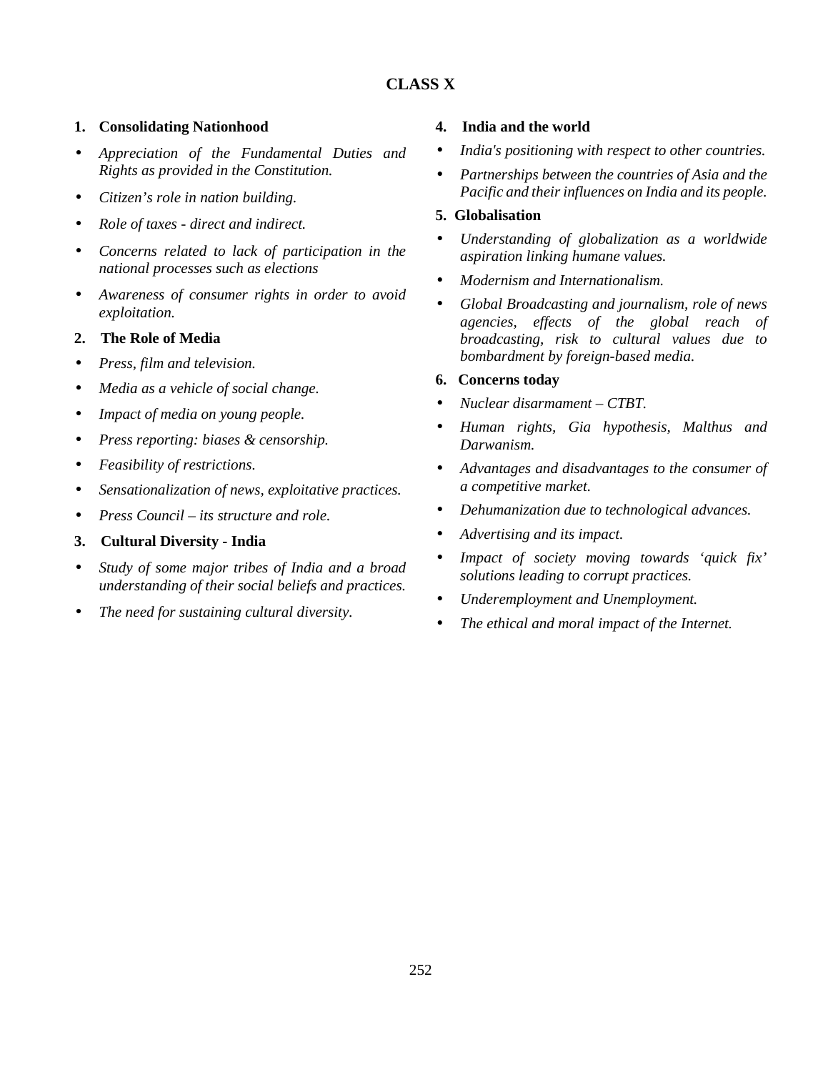# CLASS X

**1. Consolidating Nationhood**

- *Appreciation of the Fundamental Duties and Rights as provided in the Constitution.*
- *Citizen's role in nation building.*
- *Role of taxes - direct and indirect.*
- *Concerns related to lack of participation in the national processes such as elections*
- *Awareness of consumer rights in order to avoid exploitation.*

**2. The Role of Media**

- *Press, film and television.*
- *Media as a vehicle of social change.*
- *Impact of media on young people.*
- *Press reporting: biases & censorship.*
- *Feasibility of restrictions.*
- *Sensationalization of news, exploitative practices.*
- *Press Council – its structure and role.*

**3. Cultural Diversity - India**

- *Study of some major tribes of India and a broad understanding of their social beliefs and practices.*
- *The need for sustaining cultural diversity.*

**4. India and the world**

- *India's positioning with respect to other countries.*
- *Partnerships between the countries of Asia and the Pacific and their influences on India and its people.*

**5. Globalisation**

- *Understanding of globalization as a worldwide aspiration linking humane values.*
- *Modernism and Internationalism.*
- *Global Broadcasting and journalism, role of news agencies, effects of the global reach of broadcasting, risk to cultural values due to bombardment by foreign-based media.*

**6. Concerns today**

- *Nuclear disarmament – CTBT.*
- *Human rights, Gia hypothesis, Malthus and Darwanism.*
- *Advantages and disadvantages to the consumer of a competitive market.*
- *Dehumanization due to technological advances.*
- *Advertising and its impact.*
- *Impact of society moving towards 'quick fix' solutions leading to corrupt practices.*
- *Underemployment and Unemployment.*
- *The ethical and moral impact of the Internet.*